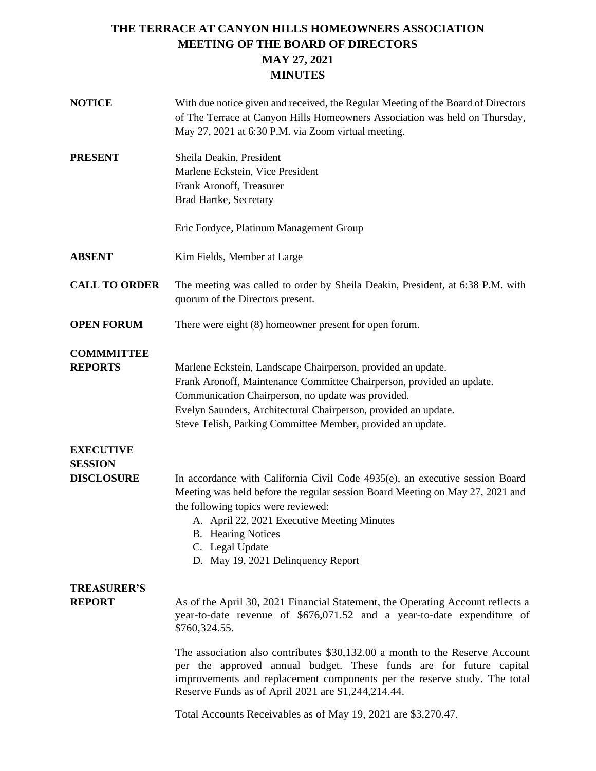# THE TERRACE AT CANYON HILLS HOMEOWNERS ASSOCIATION
## MEETING OF THE BOARD OF DIRECTORS
## MAY 27, 2021
## MINUTES

**NOTICE**

With due notice given and received, the Regular Meeting of the Board of Directors of The Terrace at Canyon Hills Homeowners Association was held on Thursday, May 27, 2021 at 6:30 P.M. via Zoom virtual meeting.

**PRESENT**

Sheila Deakin, President
Marlene Eckstein, Vice President
Frank Aronoff, Treasurer
Brad Hartke, Secretary

Eric Fordyce, Platinum Management Group

**ABSENT**

Kim Fields, Member at Large

**CALL TO ORDER**

The meeting was called to order by Sheila Deakin, President, at 6:38 P.M. with quorum of the Directors present.

**OPEN FORUM**

There were eight (8) homeowner present for open forum.

**COMMMITTEE REPORTS**

Marlene Eckstein, Landscape Chairperson, provided an update.
Frank Aronoff, Maintenance Committee Chairperson, provided an update.
Communication Chairperson, no update was provided.
Evelyn Saunders, Architectural Chairperson, provided an update.
Steve Telish, Parking Committee Member, provided an update.

**EXECUTIVE SESSION DISCLOSURE**

In accordance with California Civil Code 4935(e), an executive session Board Meeting was held before the regular session Board Meeting on May 27, 2021 and the following topics were reviewed:

A. April 22, 2021 Executive Meeting Minutes
B. Hearing Notices
C. Legal Update
D. May 19, 2021 Delinquency Report

**TREASURER'S REPORT**

As of the April 30, 2021 Financial Statement, the Operating Account reflects a year-to-date revenue of $676,071.52 and a year-to-date expenditure of $760,324.55.

The association also contributes $30,132.00 a month to the Reserve Account per the approved annual budget. These funds are for future capital improvements and replacement components per the reserve study. The total Reserve Funds as of April 2021 are $1,244,214.44.

Total Accounts Receivables as of May 19, 2021 are $3,270.47.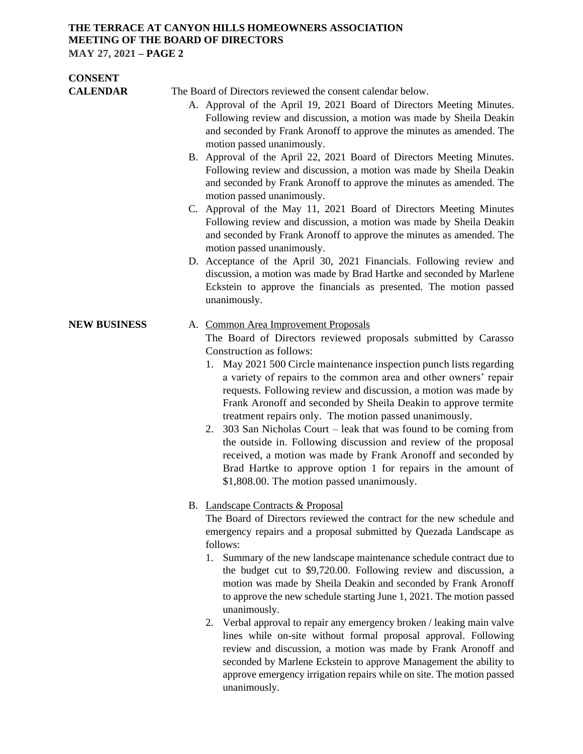## CONSENT CALENDAR

The Board of Directors reviewed the consent calendar below.

A. Approval of the April 19, 2021 Board of Directors Meeting Minutes. Following review and discussion, a motion was made by Sheila Deakin and seconded by Frank Aronoff to approve the minutes as amended. The motion passed unanimously.

B. Approval of the April 22, 2021 Board of Directors Meeting Minutes. Following review and discussion, a motion was made by Sheila Deakin and seconded by Frank Aronoff to approve the minutes as amended. The motion passed unanimously.

C. Approval of the May 11, 2021 Board of Directors Meeting Minutes Following review and discussion, a motion was made by Sheila Deakin and seconded by Frank Aronoff to approve the minutes as amended. The motion passed unanimously.

D. Acceptance of the April 30, 2021 Financials. Following review and discussion, a motion was made by Brad Hartke and seconded by Marlene Eckstein to approve the financials as presented. The motion passed unanimously.

## NEW BUSINESS

A. Common Area Improvement Proposals

The Board of Directors reviewed proposals submitted by Carasso Construction as follows:

1. May 2021 500 Circle maintenance inspection punch lists regarding a variety of repairs to the common area and other owners' repair requests. Following review and discussion, a motion was made by Frank Aronoff and seconded by Sheila Deakin to approve termite treatment repairs only. The motion passed unanimously.
2. 303 San Nicholas Court – leak that was found to be coming from the outside in. Following discussion and review of the proposal received, a motion was made by Frank Aronoff and seconded by Brad Hartke to approve option 1 for repairs in the amount of $1,808.00. The motion passed unanimously.

B. Landscape Contracts & Proposal

The Board of Directors reviewed the contract for the new schedule and emergency repairs and a proposal submitted by Quezada Landscape as follows:

1. Summary of the new landscape maintenance schedule contract due to the budget cut to $9,720.00. Following review and discussion, a motion was made by Sheila Deakin and seconded by Frank Aronoff to approve the new schedule starting June 1, 2021. The motion passed unanimously.
2. Verbal approval to repair any emergency broken / leaking main valve lines while on-site without formal proposal approval. Following review and discussion, a motion was made by Frank Aronoff and seconded by Marlene Eckstein to approve Management the ability to approve emergency irrigation repairs while on site. The motion passed unanimously.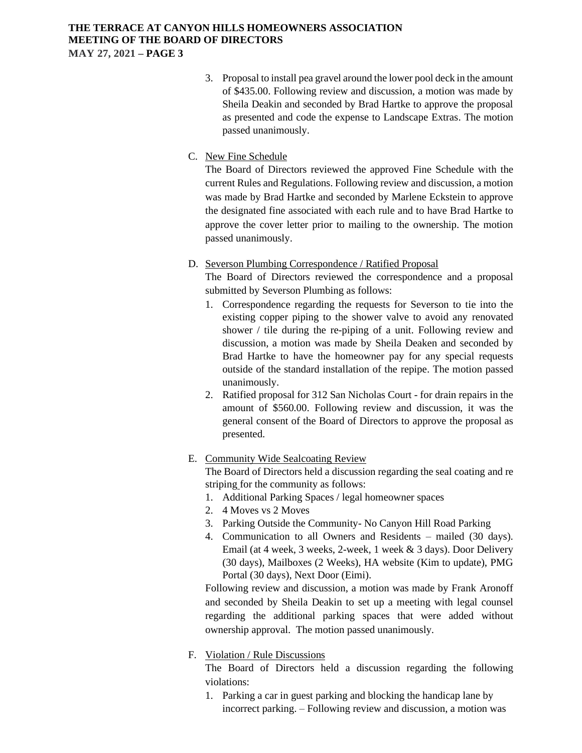3. Proposal to install pea gravel around the lower pool deck in the amount of $435.00. Following review and discussion, a motion was made by Sheila Deakin and seconded by Brad Hartke to approve the proposal as presented and code the expense to Landscape Extras. The motion passed unanimously.

C. <u>New Fine Schedule</u>

The Board of Directors reviewed the approved Fine Schedule with the current Rules and Regulations. Following review and discussion, a motion was made by Brad Hartke and seconded by Marlene Eckstein to approve the designated fine associated with each rule and to have Brad Hartke to approve the cover letter prior to mailing to the ownership. The motion passed unanimously.

D. <u>Severson Plumbing Correspondence / Ratified Proposal</u>

The Board of Directors reviewed the correspondence and a proposal submitted by Severson Plumbing as follows:

1. Correspondence regarding the requests for Severson to tie into the existing copper piping to the shower valve to avoid any renovated shower / tile during the re-piping of a unit. Following review and discussion, a motion was made by Sheila Deaken and seconded by Brad Hartke to have the homeowner pay for any special requests outside of the standard installation of the repipe. The motion passed unanimously.
2. Ratified proposal for 312 San Nicholas Court - for drain repairs in the amount of $560.00. Following review and discussion, it was the general consent of the Board of Directors to approve the proposal as presented.

E. <u>Community Wide Sealcoating Review</u>

The Board of Directors held a discussion regarding the seal coating and re striping for the community as follows:

1. Additional Parking Spaces / legal homeowner spaces
2. 4 Moves vs 2 Moves
3. Parking Outside the Community- No Canyon Hill Road Parking
4. Communication to all Owners and Residents – mailed (30 days). Email (at 4 week, 3 weeks, 2-week, 1 week & 3 days). Door Delivery (30 days), Mailboxes (2 Weeks), HA website (Kim to update), PMG Portal (30 days), Next Door (Eimi).

Following review and discussion, a motion was made by Frank Aronoff and seconded by Sheila Deakin to set up a meeting with legal counsel regarding the additional parking spaces that were added without ownership approval. The motion passed unanimously.

F. <u>Violation / Rule Discussions</u>

The Board of Directors held a discussion regarding the following violations:

1. Parking a car in guest parking and blocking the handicap lane by incorrect parking. – Following review and discussion, a motion was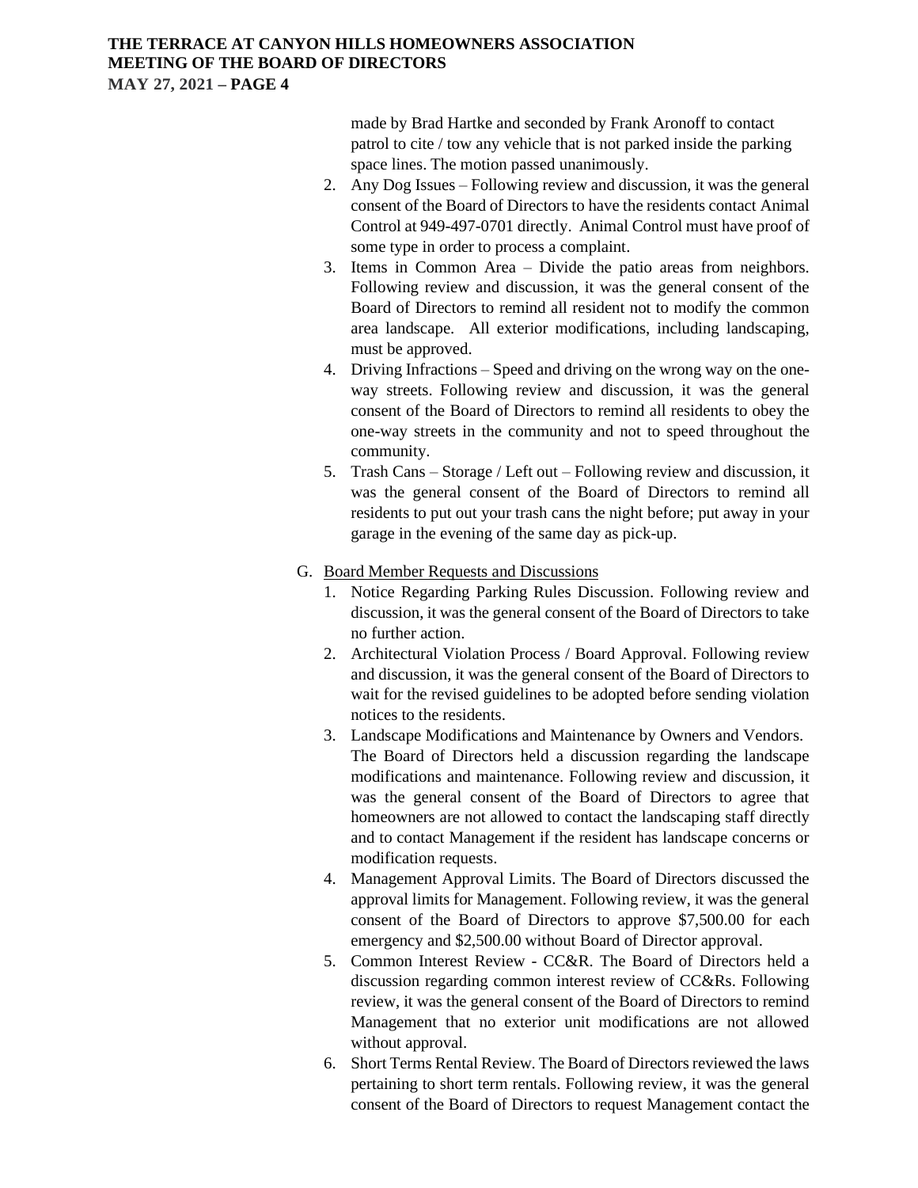made by Brad Hartke and seconded by Frank Aronoff to contact patrol to cite / tow any vehicle that is not parked inside the parking space lines. The motion passed unanimously.

2. Any Dog Issues – Following review and discussion, it was the general consent of the Board of Directors to have the residents contact Animal Control at 949-497-0701 directly. Animal Control must have proof of some type in order to process a complaint.
3. Items in Common Area – Divide the patio areas from neighbors. Following review and discussion, it was the general consent of the Board of Directors to remind all resident not to modify the common area landscape. All exterior modifications, including landscaping, must be approved.
4. Driving Infractions – Speed and driving on the wrong way on the one-way streets. Following review and discussion, it was the general consent of the Board of Directors to remind all residents to obey the one-way streets in the community and not to speed throughout the community.
5. Trash Cans – Storage / Left out – Following review and discussion, it was the general consent of the Board of Directors to remind all residents to put out your trash cans the night before; put away in your garage in the evening of the same day as pick-up.

G. Board Member Requests and Discussions

1. Notice Regarding Parking Rules Discussion. Following review and discussion, it was the general consent of the Board of Directors to take no further action.
2. Architectural Violation Process / Board Approval. Following review and discussion, it was the general consent of the Board of Directors to wait for the revised guidelines to be adopted before sending violation notices to the residents.
3. Landscape Modifications and Maintenance by Owners and Vendors. The Board of Directors held a discussion regarding the landscape modifications and maintenance. Following review and discussion, it was the general consent of the Board of Directors to agree that homeowners are not allowed to contact the landscaping staff directly and to contact Management if the resident has landscape concerns or modification requests.
4. Management Approval Limits. The Board of Directors discussed the approval limits for Management. Following review, it was the general consent of the Board of Directors to approve $7,500.00 for each emergency and $2,500.00 without Board of Director approval.
5. Common Interest Review - CC&R. The Board of Directors held a discussion regarding common interest review of CC&Rs. Following review, it was the general consent of the Board of Directors to remind Management that no exterior unit modifications are not allowed without approval.
6. Short Terms Rental Review. The Board of Directors reviewed the laws pertaining to short term rentals. Following review, it was the general consent of the Board of Directors to request Management contact the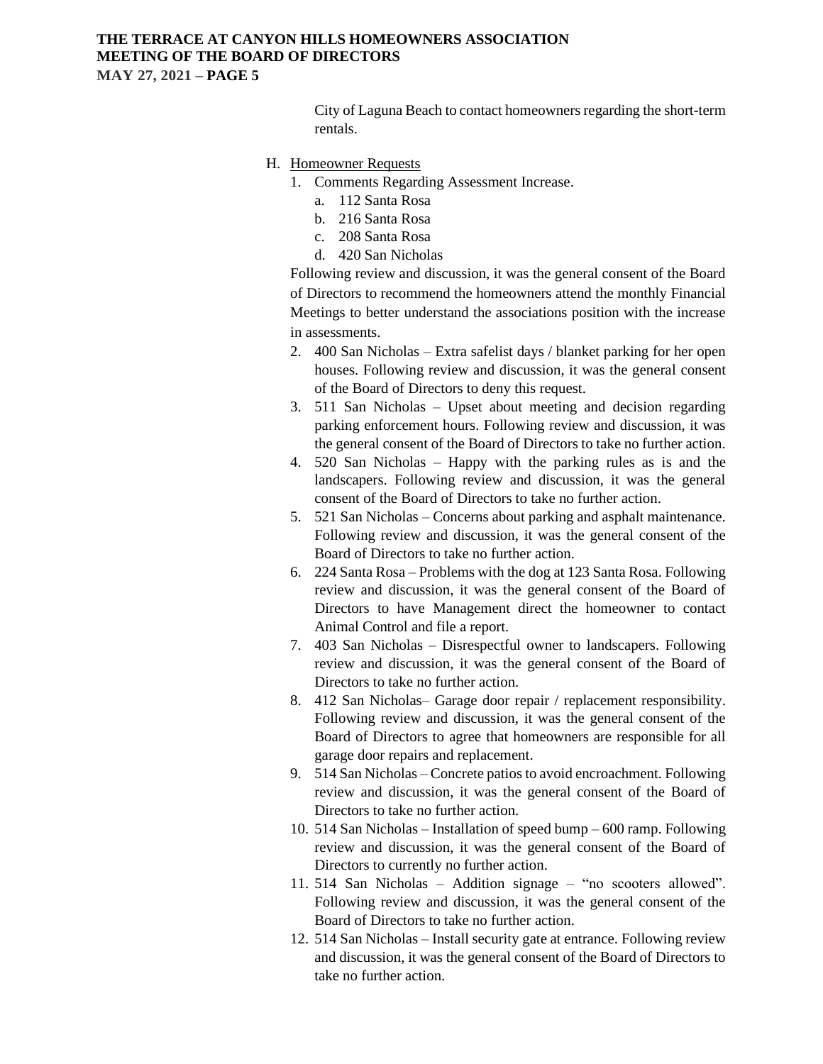City of Laguna Beach to contact homeowners regarding the short-term rentals.

H. Homeowner Requests

1. Comments Regarding Assessment Increase.
   a. 112 Santa Rosa
   b. 216 Santa Rosa
   c. 208 Santa Rosa
   d. 420 San Nicholas

   Following review and discussion, it was the general consent of the Board of Directors to recommend the homeowners attend the monthly Financial Meetings to better understand the associations position with the increase in assessments.
2. 400 San Nicholas – Extra safelist days / blanket parking for her open houses. Following review and discussion, it was the general consent of the Board of Directors to deny this request.
3. 511 San Nicholas – Upset about meeting and decision regarding parking enforcement hours. Following review and discussion, it was the general consent of the Board of Directors to take no further action.
4. 520 San Nicholas – Happy with the parking rules as is and the landscapers. Following review and discussion, it was the general consent of the Board of Directors to take no further action.
5. 521 San Nicholas – Concerns about parking and asphalt maintenance. Following review and discussion, it was the general consent of the Board of Directors to take no further action.
6. 224 Santa Rosa – Problems with the dog at 123 Santa Rosa. Following review and discussion, it was the general consent of the Board of Directors to have Management direct the homeowner to contact Animal Control and file a report.
7. 403 San Nicholas – Disrespectful owner to landscapers. Following review and discussion, it was the general consent of the Board of Directors to take no further action.
8. 412 San Nicholas– Garage door repair / replacement responsibility. Following review and discussion, it was the general consent of the Board of Directors to agree that homeowners are responsible for all garage door repairs and replacement.
9. 514 San Nicholas – Concrete patios to avoid encroachment. Following review and discussion, it was the general consent of the Board of Directors to take no further action.
10. 514 San Nicholas – Installation of speed bump – 600 ramp. Following review and discussion, it was the general consent of the Board of Directors to currently no further action.
11. 514 San Nicholas – Addition signage – "no scooters allowed". Following review and discussion, it was the general consent of the Board of Directors to take no further action.
12. 514 San Nicholas – Install security gate at entrance. Following review and discussion, it was the general consent of the Board of Directors to take no further action.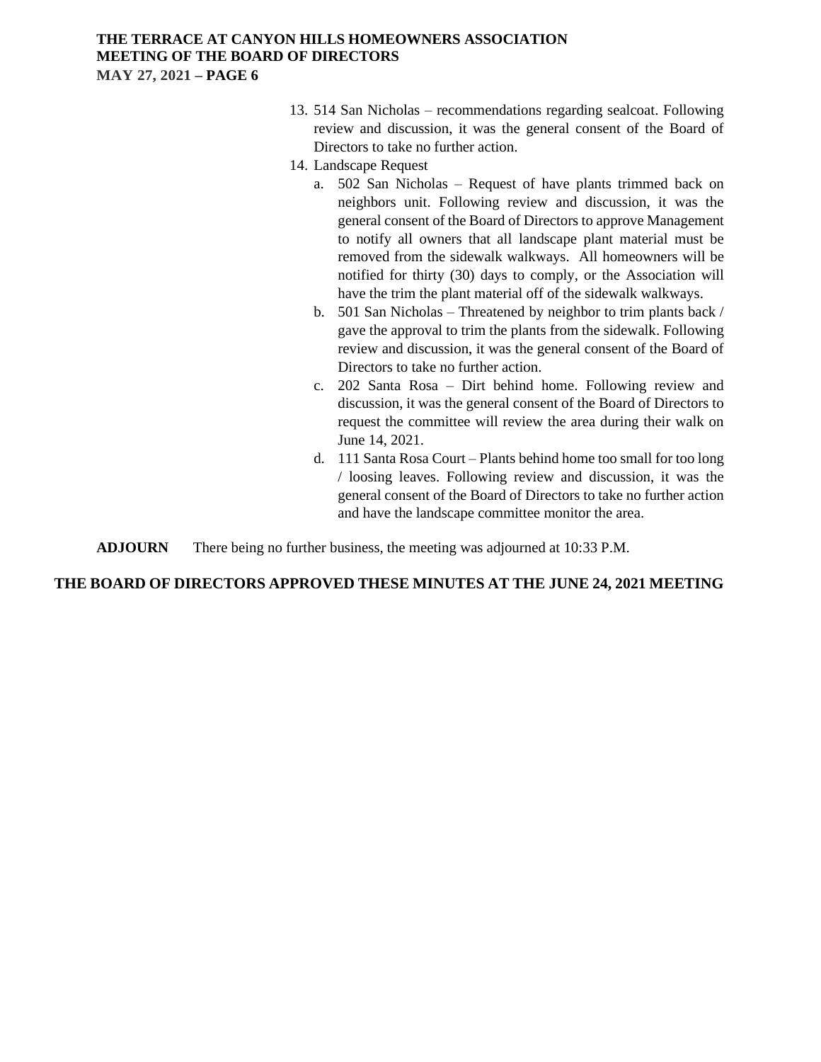13. 514 San Nicholas – recommendations regarding sealcoat. Following review and discussion, it was the general consent of the Board of Directors to take no further action.
14. Landscape Request
    a. 502 San Nicholas – Request of have plants trimmed back on neighbors unit. Following review and discussion, it was the general consent of the Board of Directors to approve Management to notify all owners that all landscape plant material must be removed from the sidewalk walkways. All homeowners will be notified for thirty (30) days to comply, or the Association will have the trim the plant material off of the sidewalk walkways.
    b. 501 San Nicholas – Threatened by neighbor to trim plants back / gave the approval to trim the plants from the sidewalk. Following review and discussion, it was the general consent of the Board of Directors to take no further action.
    c. 202 Santa Rosa – Dirt behind home. Following review and discussion, it was the general consent of the Board of Directors to request the committee will review the area during their walk on June 14, 2021.
    d. 111 Santa Rosa Court – Plants behind home too small for too long / loosing leaves. Following review and discussion, it was the general consent of the Board of Directors to take no further action and have the landscape committee monitor the area.

**ADJOURN** There being no further business, the meeting was adjourned at 10:33 P.M.

**THE BOARD OF DIRECTORS APPROVED THESE MINUTES AT THE JUNE 24, 2021 MEETING**